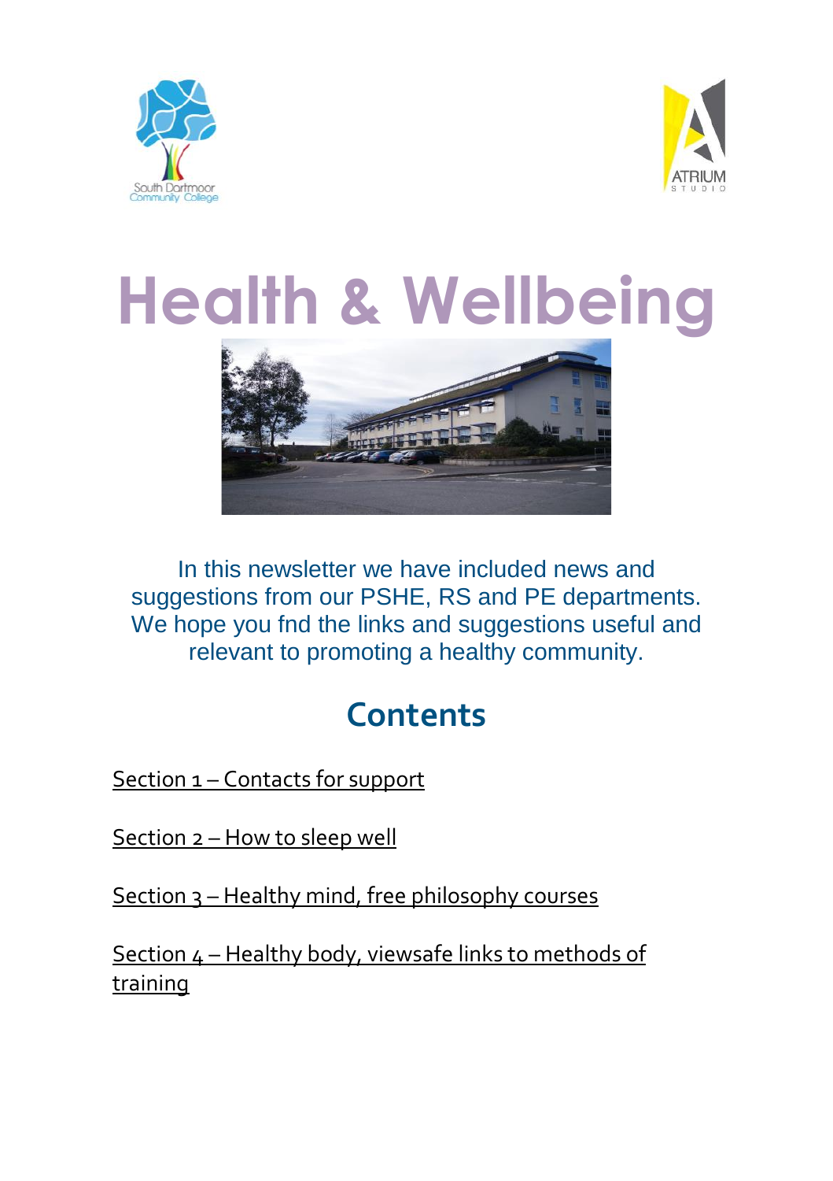# Health & Wellbeing

In this newsletter we have included news and suggestions from our PSHE, RS and PE departments. We hope you fnd the links and suggestions useful and relevant to promoting a healthy community.

## Contents

Section 1 – Contacts for support

Section 2 – How to sleep well

Section 3 – Healthy mind, free philosophy courses

Section 4 – Healthy body, viewsafe links to methods of training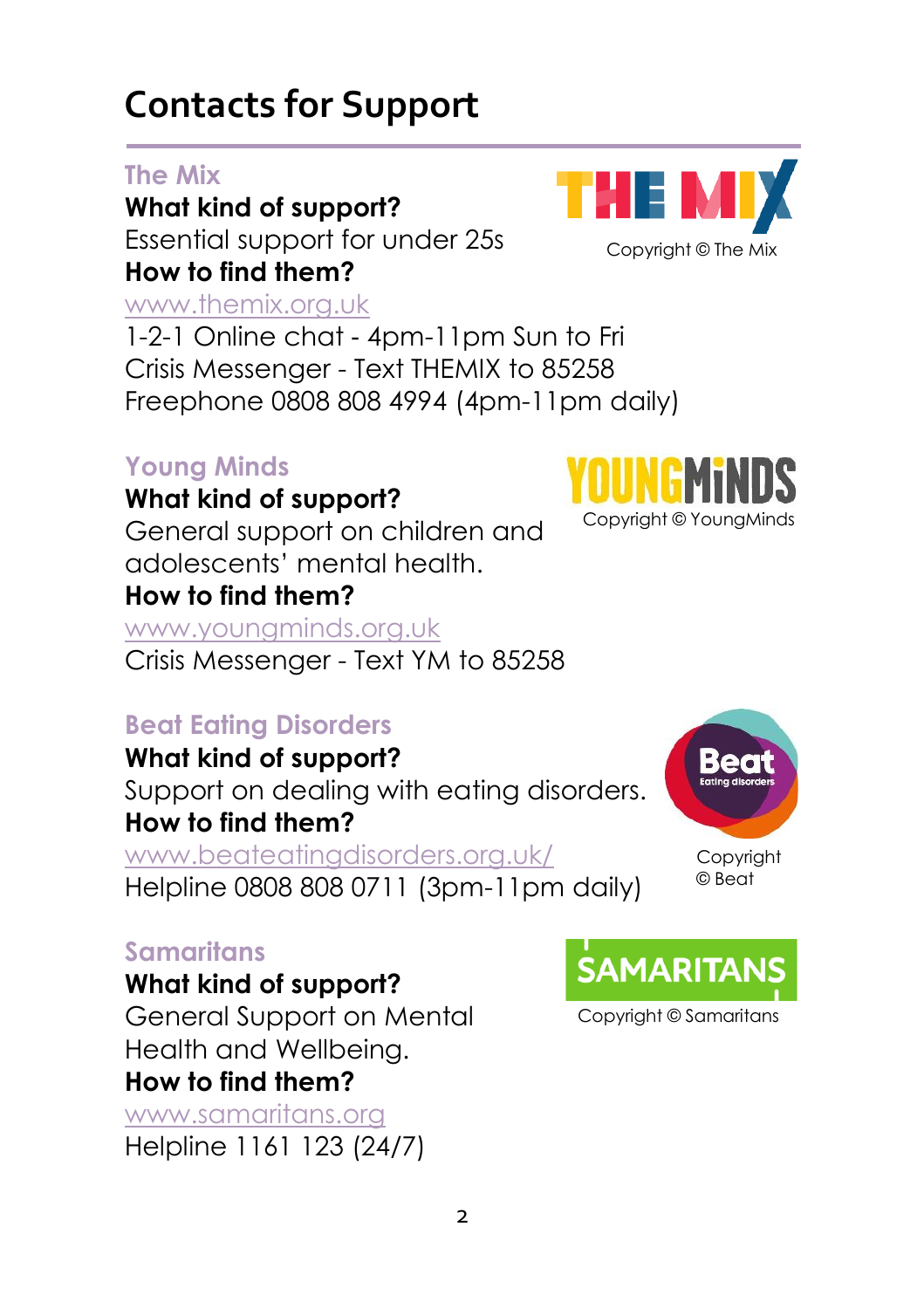# Contacts for Support

## The Mix

**What kind of support?**

Essential support for under 25s

**How to find them?**

www.themix.org.uk

1-2-1 Online chat - 4pm-11pm Sun to Fri

Crisis Messenger - Text THEMIX to 85258

Freephone 0808 808 4994 (4pm-11pm daily)

Copyright © The Mix

## Young Minds

**What kind of support?**

General support on children and adolescents' mental health.

**How to find them?**

www.youngminds.org.uk

Crisis Messenger - Text YM to 85258

Copyright © YoungMinds

## Beat Eating Disorders

**What kind of support?**

Support on dealing with eating disorders.

**How to find them?**

www.beateatingdisorders.org.uk/

Helpline 0808 808 0711 (3pm-11pm daily)

Copyright © Beat

## Samaritans

**What kind of support?**

General Support on Mental Health and Wellbeing.

**How to find them?**

www.samaritans.org

Helpline 1161 123 (24/7)

Copyright © Samaritans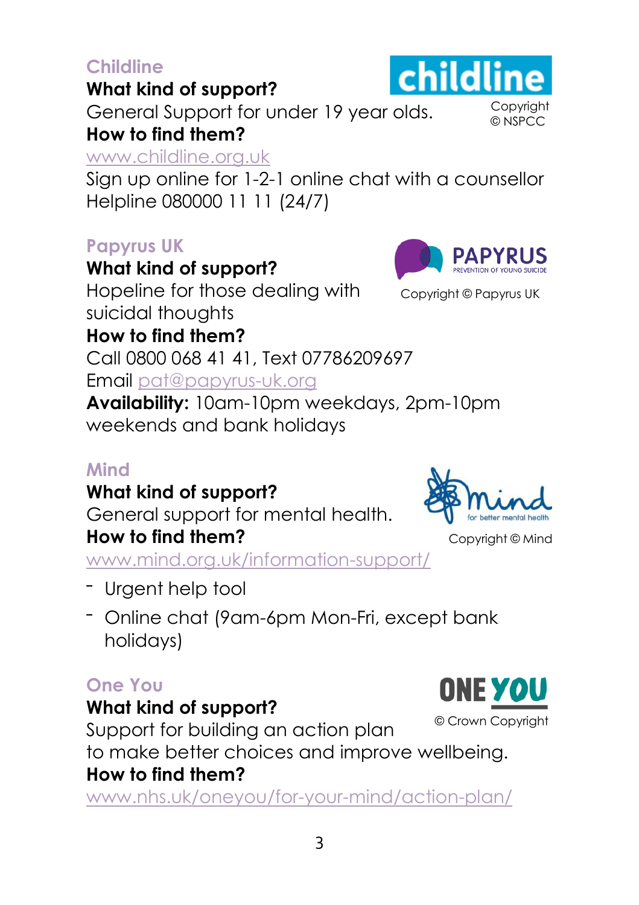## Childline

Copyright © NSPCC

**What kind of support?**

General Support for under 19 year olds.

**How to find them?**

www.childline.org.uk

Sign up online for 1-2-1 online chat with a counsellor

Helpline 080000 11 11 (24/7)

## Papyrus UK

Copyright © Papyrus UK

**What kind of support?**

Hopeline for those dealing with suicidal thoughts

**How to find them?**

Call 0800 068 41 41, Text 07786209697

Email pat@papyrus-uk.org

**Availability:** 10am-10pm weekdays, 2pm-10pm weekends and bank holidays

## Mind

Copyright © Mind

**What kind of support?**

General support for mental health.

**How to find them?**

www.mind.org.uk/information-support/

- Urgent help tool
- Online chat (9am-6pm Mon-Fri, except bank holidays)

## One You

© Crown Copyright

**What kind of support?**

Support for building an action plan to make better choices and improve wellbeing.

**How to find them?**

www.nhs.uk/oneyou/for-your-mind/action-plan/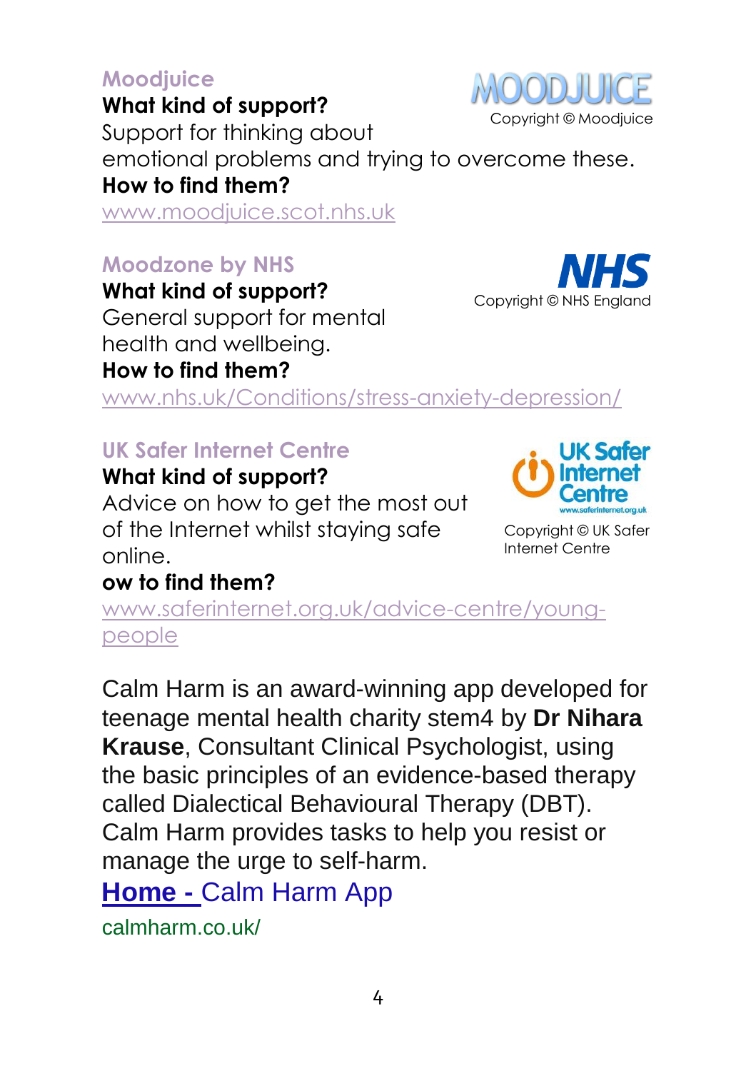## Moodjuice

Copyright © Moodjuice

**What kind of support?**

Support for thinking about emotional problems and trying to overcome these.

**How to find them?**

www.moodjuice.scot.nhs.uk

## Moodzone by NHS

Copyright © NHS England

**What kind of support?**

General support for mental health and wellbeing.

**How to find them?**

www.nhs.uk/Conditions/stress-anxiety-depression/

## UK Safer Internet Centre

Copyright © UK Safer Internet Centre

**What kind of support?**

Advice on how to get the most out of the Internet whilst staying safe online.

**ow to find them?**

www.saferinternet.org.uk/advice-centre/young-people

Calm Harm is an award-winning app developed for teenage mental health charity stem4 by **Dr Nihara Krause**, Consultant Clinical Psychologist, using the basic principles of an evidence-based therapy called Dialectical Behavioural Therapy (DBT). Calm Harm provides tasks to help you resist or manage the urge to self-harm.

**Home -** Calm Harm App

calmharm.co.uk/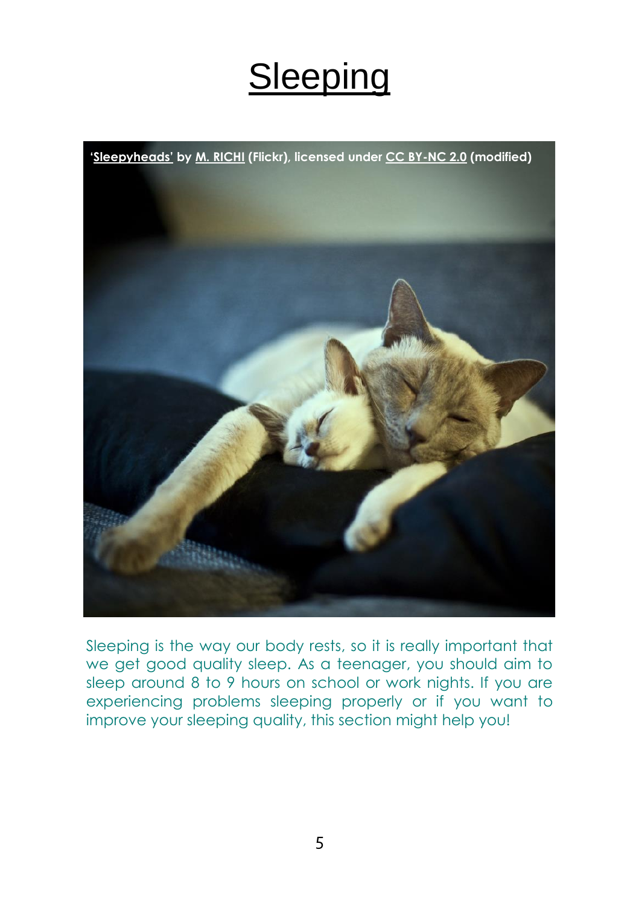# Sleeping

'Sleepyheads' by M. RICHI (Flickr), licensed under CC BY-NC 2.0 (modified)

Sleeping is the way our body rests, so it is really important that we get good quality sleep. As a teenager, you should aim to sleep around 8 to 9 hours on school or work nights. If you are experiencing problems sleeping properly or if you want to improve your sleeping quality, this section might help you!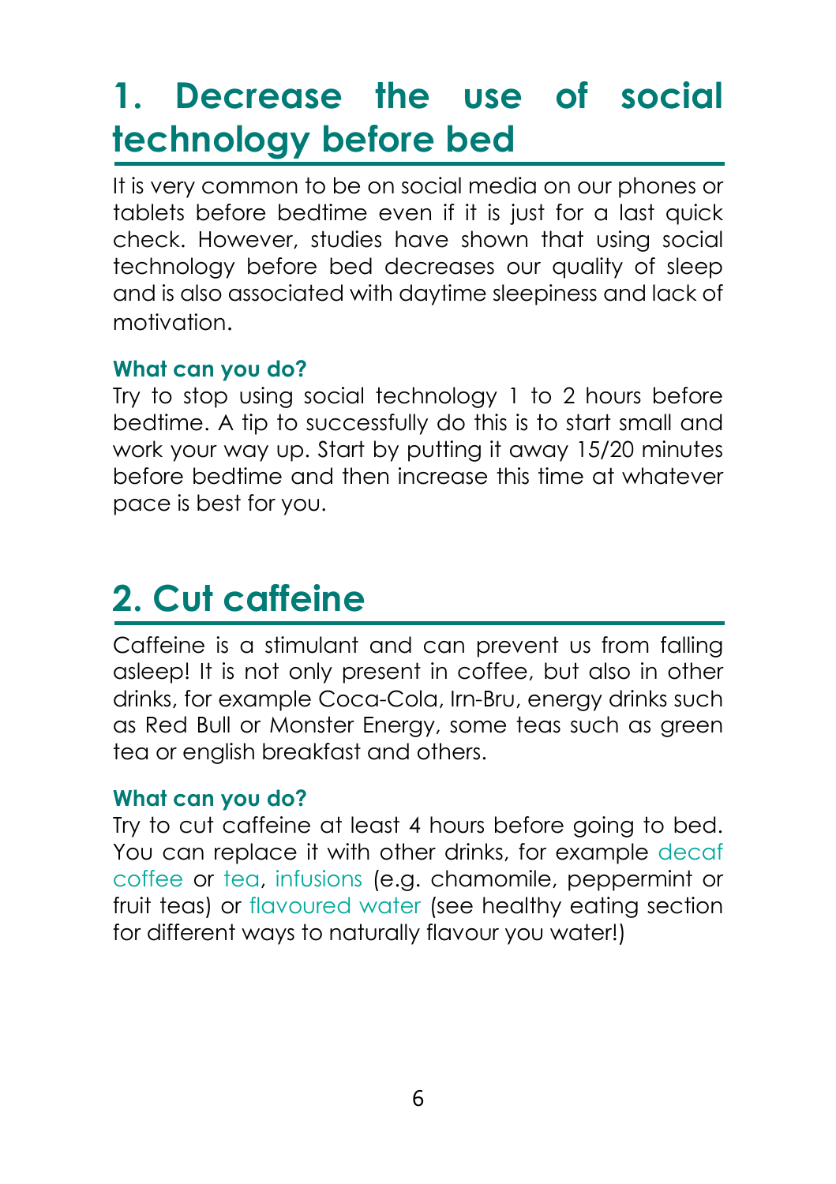## 1. Decrease the use of social technology before bed

It is very common to be on social media on our phones or tablets before bedtime even if it is just for a last quick check. However, studies have shown that using social technology before bed decreases our quality of sleep and is also associated with daytime sleepiness and lack of motivation.

### What can you do?

Try to stop using social technology 1 to 2 hours before bedtime. A tip to successfully do this is to start small and work your way up. Start by putting it away 15/20 minutes before bedtime and then increase this time at whatever pace is best for you.

## 2. Cut caffeine

Caffeine is a stimulant and can prevent us from falling asleep! It is not only present in coffee, but also in other drinks, for example Coca-Cola, Irn-Bru, energy drinks such as Red Bull or Monster Energy, some teas such as green tea or english breakfast and others.

### What can you do?

Try to cut caffeine at least 4 hours before going to bed. You can replace it with other drinks, for example decaf coffee or tea, infusions (e.g. chamomile, peppermint or fruit teas) or flavoured water (see healthy eating section for different ways to naturally flavour you water!)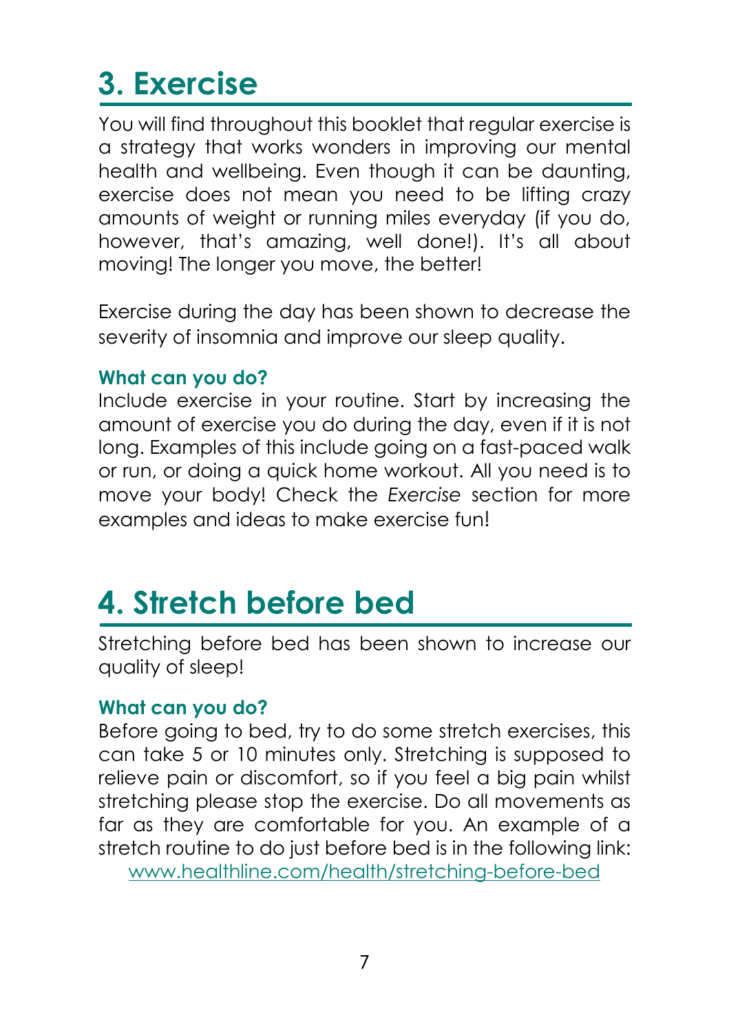## 3. Exercise

You will find throughout this booklet that regular exercise is a strategy that works wonders in improving our mental health and wellbeing. Even though it can be daunting, exercise does not mean you need to be lifting crazy amounts of weight or running miles everyday (if you do, however, that's amazing, well done!). It's all about moving! The longer you move, the better!

Exercise during the day has been shown to decrease the severity of insomnia and improve our sleep quality.

**What can you do?**

Include exercise in your routine. Start by increasing the amount of exercise you do during the day, even if it is not long. Examples of this include going on a fast-paced walk or run, or doing a quick home workout. All you need is to move your body! Check the *Exercise* section for more examples and ideas to make exercise fun!

## 4. Stretch before bed

Stretching before bed has been shown to increase our quality of sleep!

**What can you do?**

Before going to bed, try to do some stretch exercises, this can take 5 or 10 minutes only. Stretching is supposed to relieve pain or discomfort, so if you feel a big pain whilst stretching please stop the exercise. Do all movements as far as they are comfortable for you. An example of a stretch routine to do just before bed is in the following link: www.healthline.com/health/stretching-before-bed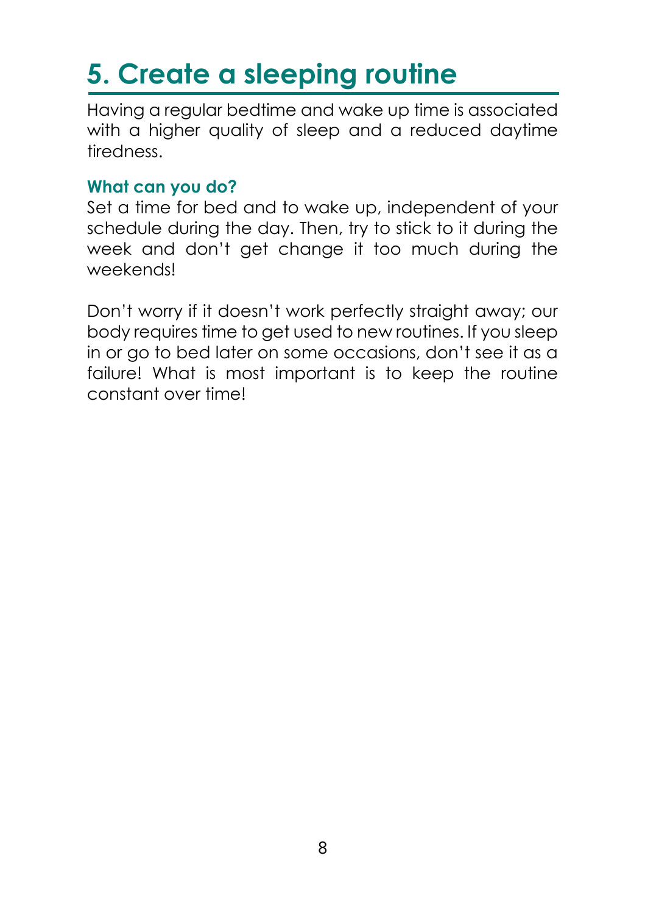# 5. Create a sleeping routine

Having a regular bedtime and wake up time is associated with a higher quality of sleep and a reduced daytime tiredness.

### What can you do?

Set a time for bed and to wake up, independent of your schedule during the day. Then, try to stick to it during the week and don't get change it too much during the weekends!

Don't worry if it doesn't work perfectly straight away; our body requires time to get used to new routines. If you sleep in or go to bed later on some occasions, don't see it as a failure! What is most important is to keep the routine constant over time!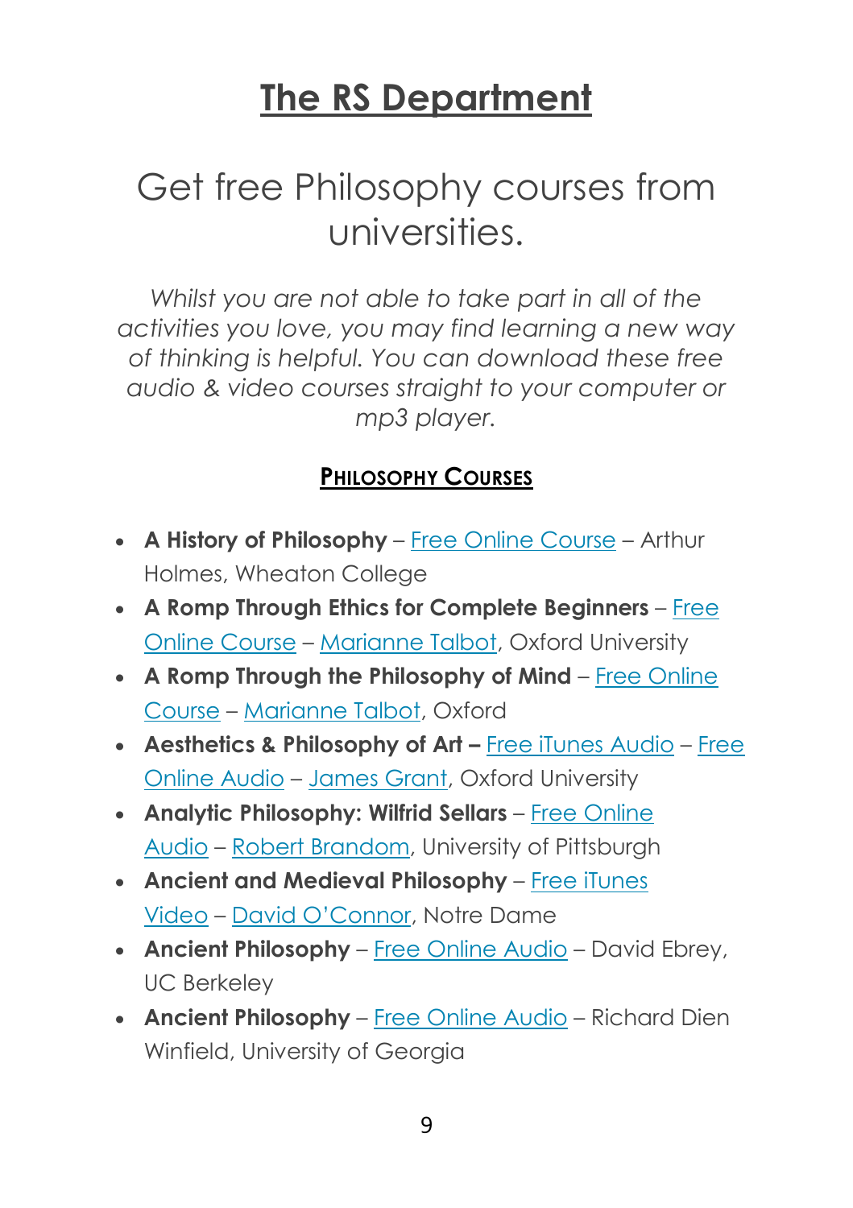# The RS Department

## Get free Philosophy courses from universities.

*Whilst you are not able to take part in all of the activities you love, you may find learning a new way of thinking is helpful. You can download these free audio & video courses straight to your computer or mp3 player.*

### PHILOSOPHY COURSES

- **A History of Philosophy** – Free Online Course – Arthur Holmes, Wheaton College
- **A Romp Through Ethics for Complete Beginners** – Free Online Course – Marianne Talbot, Oxford University
- **A Romp Through the Philosophy of Mind** – Free Online Course – Marianne Talbot, Oxford
- **Aesthetics & Philosophy of Art –** Free iTunes Audio – Free Online Audio – James Grant, Oxford University
- **Analytic Philosophy: Wilfrid Sellars** – Free Online Audio – Robert Brandom, University of Pittsburgh
- **Ancient and Medieval Philosophy** – Free iTunes Video – David O'Connor, Notre Dame
- **Ancient Philosophy** – Free Online Audio – David Ebrey, UC Berkeley
- **Ancient Philosophy** – Free Online Audio – Richard Dien Winfield, University of Georgia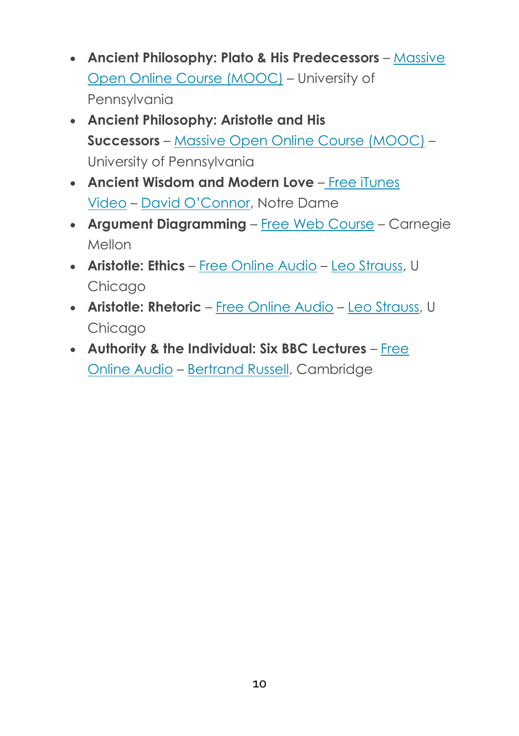- **Ancient Philosophy: Plato & His Predecessors** – Massive Open Online Course (MOOC) – University of Pennsylvania
- **Ancient Philosophy: Aristotle and His Successors** – Massive Open Online Course (MOOC) – University of Pennsylvania
- **Ancient Wisdom and Modern Love** – Free iTunes Video – David O'Connor, Notre Dame
- **Argument Diagramming** – Free Web Course – Carnegie Mellon
- **Aristotle: Ethics** – Free Online Audio – Leo Strauss, U Chicago
- **Aristotle: Rhetoric** – Free Online Audio – Leo Strauss, U Chicago
- **Authority & the Individual: Six BBC Lectures** – Free Online Audio – Bertrand Russell, Cambridge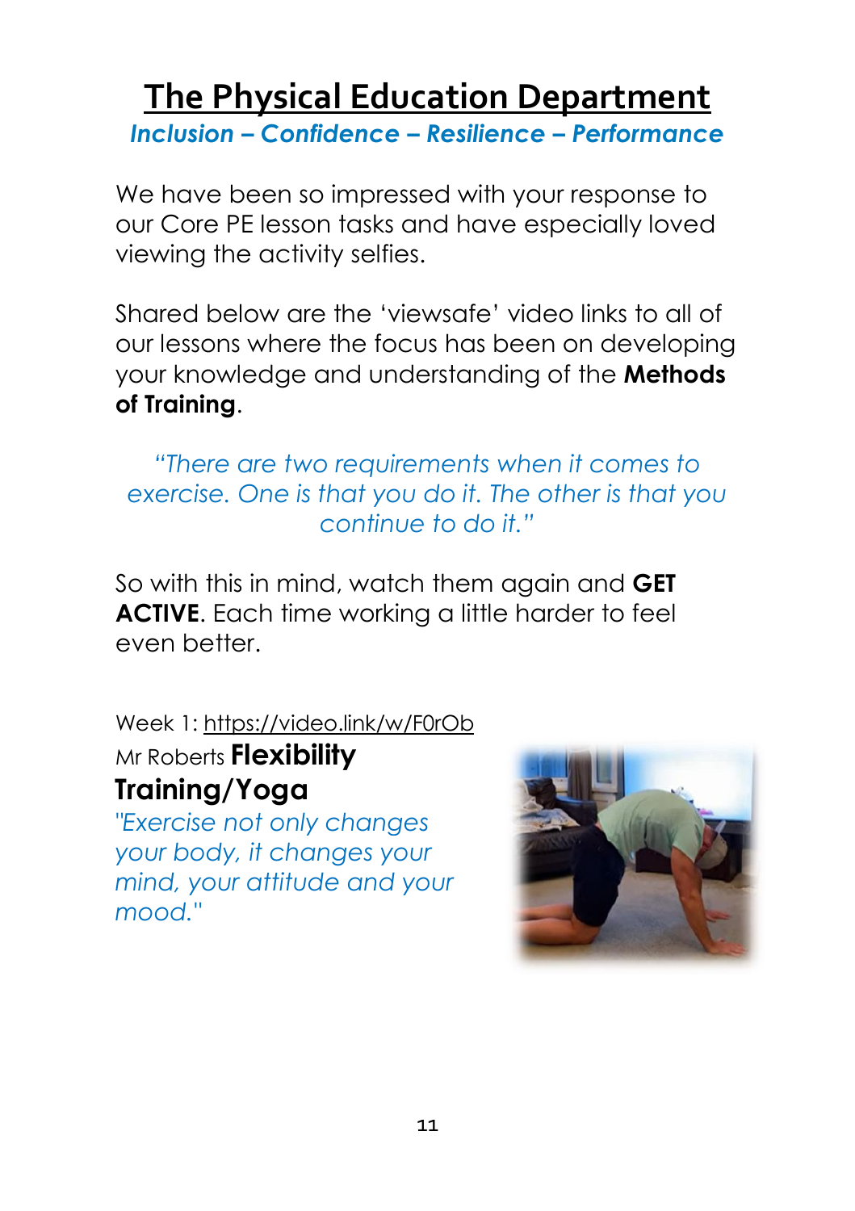# The Physical Education Department

***Inclusion – Confidence – Resilience – Performance***

We have been so impressed with your response to our Core PE lesson tasks and have especially loved viewing the activity selfies.

Shared below are the 'viewsafe' video links to all of our lessons where the focus has been on developing your knowledge and understanding of the **Methods of Training**.

*"There are two requirements when it comes to exercise. One is that you do it. The other is that you continue to do it."*

So with this in mind, watch them again and **GET ACTIVE**. Each time working a little harder to feel even better.

Week 1: https://video.link/w/F0rOb

Mr Roberts **Flexibility Training/Yoga**

*"Exercise not only changes your body, it changes your mind, your attitude and your mood."*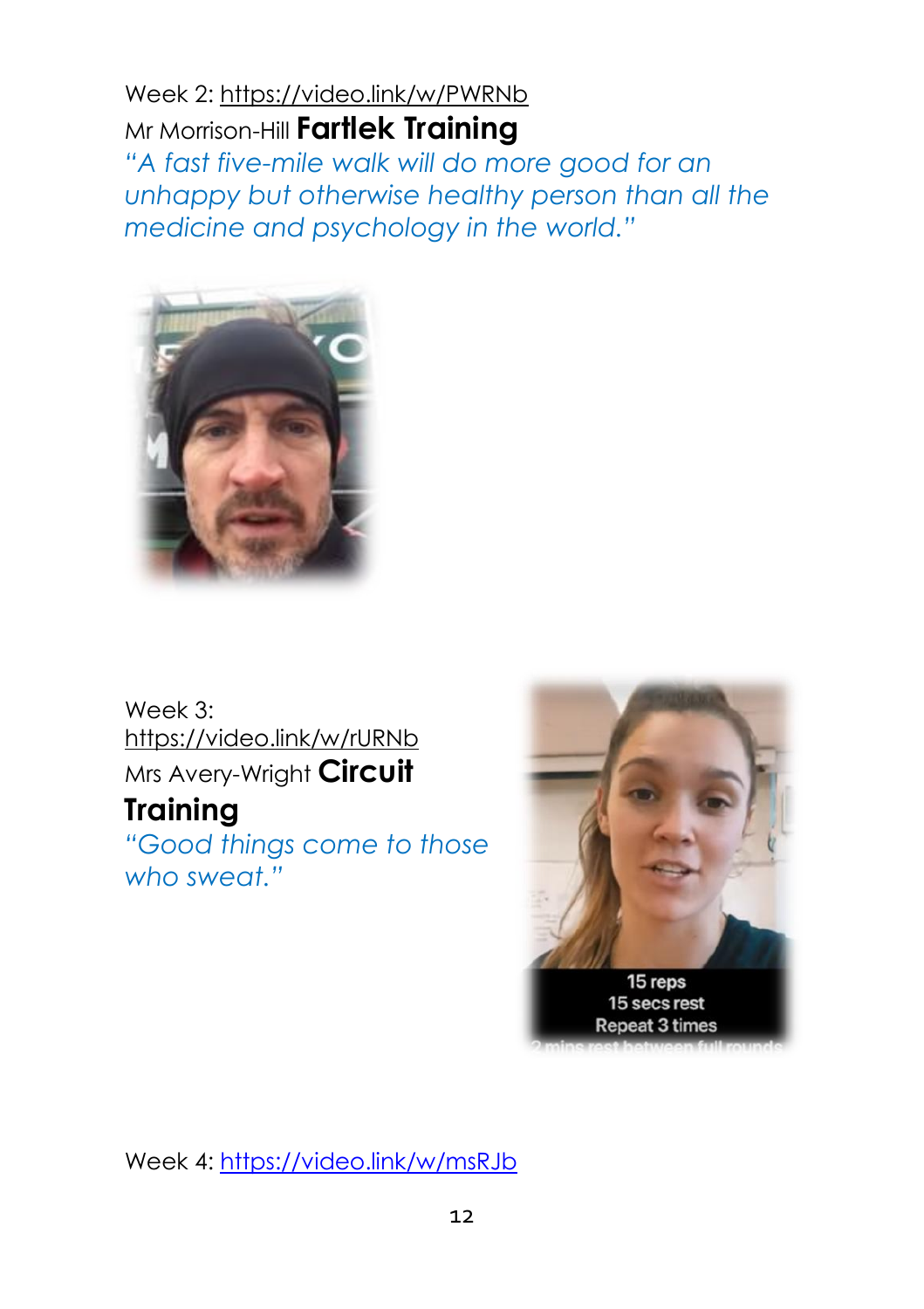Week 2: https://video.link/w/PWRNb

Mr Morrison-Hill **Fartlek Training**

*"A fast five-mile walk will do more good for an unhappy but otherwise healthy person than all the medicine and psychology in the world."*

Week 3: https://video.link/w/rURNb

Mrs Avery-Wright **Circuit Training**

*"Good things come to those who sweat."*

Week 4: https://video.link/w/msRJb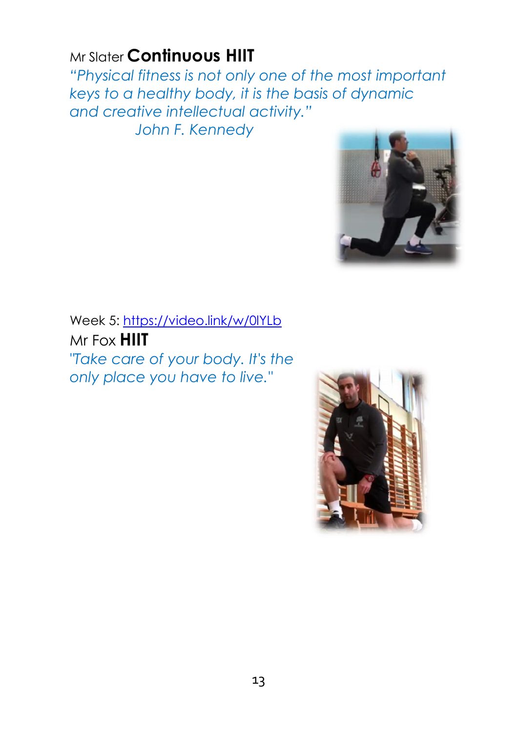Mr Slater **Continuous HIIT**

*"Physical fitness is not only one of the most important keys to a healthy body, it is the basis of dynamic and creative intellectual activity."*
*John F. Kennedy*

Week 5: [https://video.link/w/0lYLb](https://video.link/w/0lYLb)

Mr Fox **HIIT**

*"Take care of your body. It's the only place you have to live."*